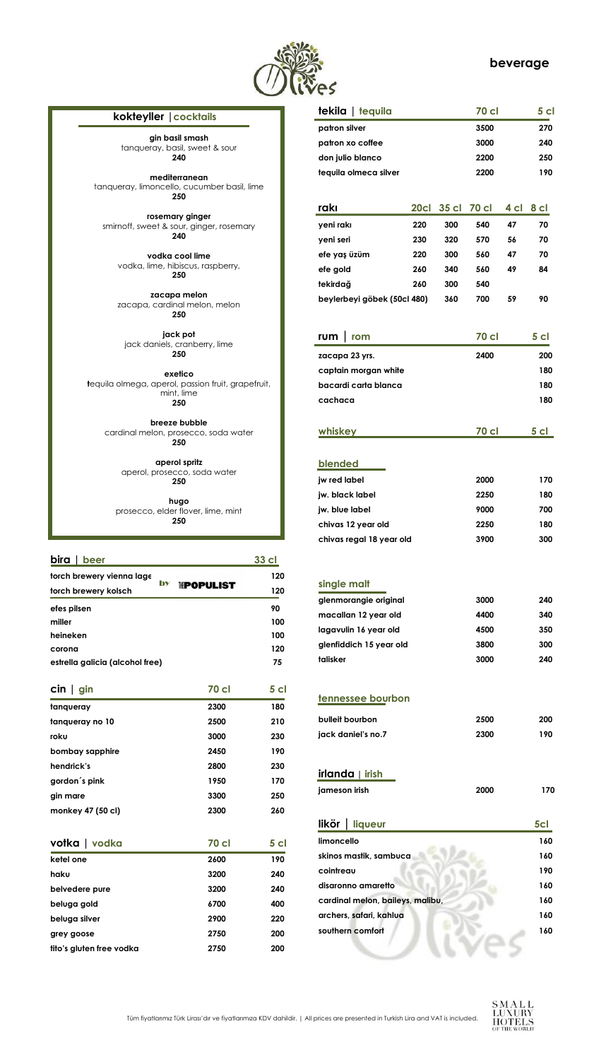# beverage

## kokteyller | cocktails

**gin basil smash**
tanqueray, basil, sweet & sour
**240**

**mediterranean**
tanqueray, limoncello, cucumber basil, lime
**250**

**rosemary ginger**
smirnoff, sweet & sour, ginger, rosemary
**240**

**vodka cool lime**
vodka, lime, hibiscus, raspberry,
**250**

**zacapa melon**
zacapa, cardinal melon, melon
**250**

**jack pot**
jack daniels, cranberry, lime
**250**

**exetico**
tequila olmega, aperol, passion fruit, grapefruit, mint, lime
**250**

**breeze bubble**
cardinal melon, prosecco, soda water
**250**

**aperol spritz**
aperol, prosecco, soda water
**250**

**hugo**
prosecco, elder flover, lime, mint
**250**

## bira | beer

| | 33 cl |
|---|---|
| torch brewery vienna lage by POPULIST | 120 |
| torch brewery kolsch | 120 |
| efes pilsen | 90 |
| miller | 100 |
| heineken | 100 |
| corona | 120 |
| estrella galicia (alcohol free) | 75 |

## cin | gin

| | 70 cl | 5 cl |
|---|---|---|
| tanqueray | 2300 | 180 |
| tanqueray no 10 | 2500 | 210 |
| roku | 3000 | 230 |
| bombay sapphire | 2450 | 190 |
| hendrick's | 2800 | 230 |
| gordon´s pink | 1950 | 170 |
| gin mare | 3300 | 250 |
| monkey 47 (50 cl) | 2300 | 260 |

## votka | vodka

| | 70 cl | 5 cl |
|---|---|---|
| ketel one | 2600 | 190 |
| haku | 3200 | 240 |
| belvedere pure | 3200 | 240 |
| beluga gold | 6700 | 400 |
| beluga silver | 2900 | 220 |
| grey goose | 2750 | 200 |
| tito's gluten free vodka | 2750 | 200 |

## tekila | tequila

| | 70 cl | 5 cl |
|---|---|---|
| patron silver | 3500 | 270 |
| patron xo coffee | 3000 | 240 |
| don julio blanco | 2200 | 250 |
| tequila olmeca silver | 2200 | 190 |

## rakı

| | 20cl | 35 cl | 70 cl | 4 cl | 8 cl |
|---|---|---|---|---|---|
| yeni rakı | 220 | 300 | 540 | 47 | 70 |
| yeni seri | 230 | 320 | 570 | 56 | 70 |
| efe yaş üzüm | 220 | 300 | 560 | 47 | 70 |
| efe gold | 260 | 340 | 560 | 49 | 84 |
| tekirdağ | 260 | 300 | 540 | | |
| beylerbeyi göbek (50cl 480) | | 360 | 700 | 59 | 90 |

## rum | rom

| | 70 cl | 5 cl |
|---|---|---|
| zacapa 23 yrs. | 2400 | 200 |
| captain morgan white | | 180 |
| bacardi carta blanca | | 180 |
| cachaca | | 180 |

## whiskey

| | 70 cl | 5 cl |
|---|---|---|
| **blended** | | |
| jw red label | 2000 | 170 |
| jw. black label | 2250 | 180 |
| jw. blue label | 9000 | 700 |
| chivas 12 year old | 2250 | 180 |
| chivas regal 18 year old | 3900 | 300 |
| **single malt** | | |
| glenmorangie original | 3000 | 240 |
| macallan 12 year old | 4400 | 340 |
| lagavulin 16 year old | 4500 | 350 |
| glenfiddich 15 year old | 3800 | 300 |
| talisker | 3000 | 240 |
| **tennessee bourbon** | | |
| bulleit bourbon | 2500 | 200 |
| jack daniel's no.7 | 2300 | 190 |
| **irlanda \| irish** | | |
| jameson irish | 2000 | 170 |

## likör | liqueur

| | 5cl |
|---|---|
| limoncello | 160 |
| skinos mastik, sambuca | 160 |
| cointreau | 190 |
| disaronno amaretto | 160 |
| cardinal melon, baileys, malibu, | 160 |
| archers, safari, kahlua | 160 |
| southern comfort | 160 |

Tüm fiyatlarımız Türk Lirası'dır ve fiyatlarımıza KDV dahildir. | All prices are presented in Turkish Lira and VAT is included.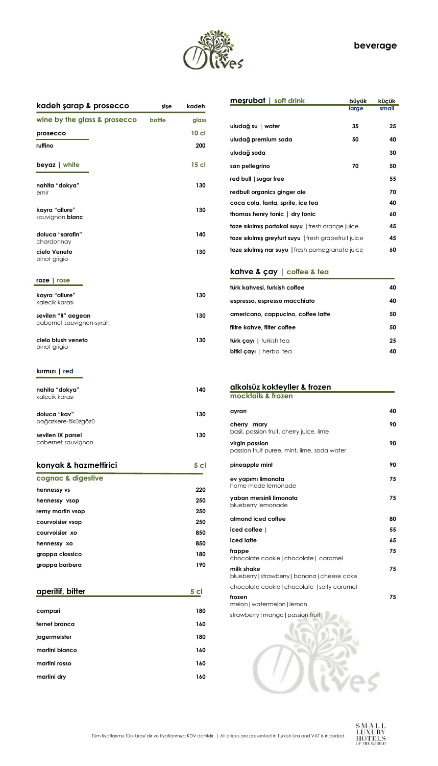# beverage

## kadeh şarap & prosecco

## wine by the glass & prosecco

| | şişe / bottle | kadeh / glass |
|---|---|---|
| **prosecco** | | 10 cl |
| **ruffino** | | 200 |
| **beyaz \| white** | | 15 cl |
| **nahita "dokya"** emir | | 130 |
| **kayra "allure"** sauvignon **blanc** | | 130 |
| **doluca "sarafin"** chardonnay | | 140 |
| **cielo Veneto** pinot grigio | | 130 |
| **roze \| rose** | | |
| **kayra "allure"** kalecik karası | | 130 |
| **sevilen "R" aegean** cabernet sauvignon-syrah | | 130 |
| **cielo blush veneto** pinot grigio | | 130 |
| **kırmızı \| red** | | |
| **nahita "dokya"** kalecik karası | | 140 |
| **doluca "kav"** boğazkere-öküzgözü | | 130 |
| **sevilen IX parsel** cabernet sauvignon | | 130 |

## konyak & hazmettirici
## cognac & digestive

| | 5 cl |
|---|---|
| hennessy vs | 220 |
| hennessy vsop | 250 |
| remy martin vsop | 250 |
| courvoisier vsop | 250 |
| courvoisier xo | 850 |
| hennessy xo | 850 |
| grappa classico | 180 |
| grappa barbera | 190 |

## aperitif, bitter

| | 5 cl |
|---|---|
| campari | 180 |
| fernet branca | 160 |
| jagermeister | 180 |
| martini bianco | 160 |
| martini rosso | 160 |
| martini dry | 160 |

## meşrubat | soft drink

| | büyük / large | küçük / small |
|---|---|---|
| uludağ su \| water | 35 | 25 |
| uludağ premium soda | 50 | 40 |
| uludağ soda | | 30 |
| san pellegrino | 70 | 50 |
| red bull \| sugar free | | 55 |
| redbull organics ginger ale | | 70 |
| coca cola, fanta, sprite, ice tea | | 40 |
| thomas henry tonic \| dry tonic | | 60 |
| **taze sıkılmış portakal suyu** \| fresh orange juice | | 45 |
| **taze sıkılmış greyfurt suyu** \| fresh grapefruit juice | | 45 |
| **taze sıkılmış nar suyu** \| fresh pomegranate juice | | 60 |

## kahve & çay | coffee & tea

| | |
|---|---|
| türk kahvesi, turkish coffee | 40 |
| espresso, espresso macchiato | 40 |
| americano, cappucino, coffee latte | 50 |
| filtre kahve, filter coffee | 50 |
| **türk çayı** \| turkish tea | 25 |
| **bitki çayı** \| herbal tea | 40 |

## alkolsüz kokteyller & frozen
## mocktails & frozen

| | |
|---|---|
| **ayran** | 40 |
| **cherry mary** basil, passion fruit, cherry juice, lime | 90 |
| **virgin passion** passion fruit puree, mint, lime, soda water | 90 |
| **pineapple mint** | 90 |
| **ev yapımı limonata** home made lemonade | 75 |
| **yaban mersinli limonata** blueberry lemonade | 75 |
| **almond iced coffee** | 80 |
| **iced coffee** \| | 55 |
| **iced latte** | 65 |
| **frappe** chocolate cookie \| chocolate \| caramel | 75 |
| **milk shake** blueberry \| strawberry \| banana \| cheese cake chocolate cookie \| chocolate \| salty caramel | 75 |
| **frozen** melon \| watermelon \| lemon strawberry \| mango \| passion fruit | 75 |

Tüm fiyatlarımız Türk Lirası'dır ve fiyatlarımıza KDV dahildir. | All prices are presented in Turkish Lira and VAT is included.